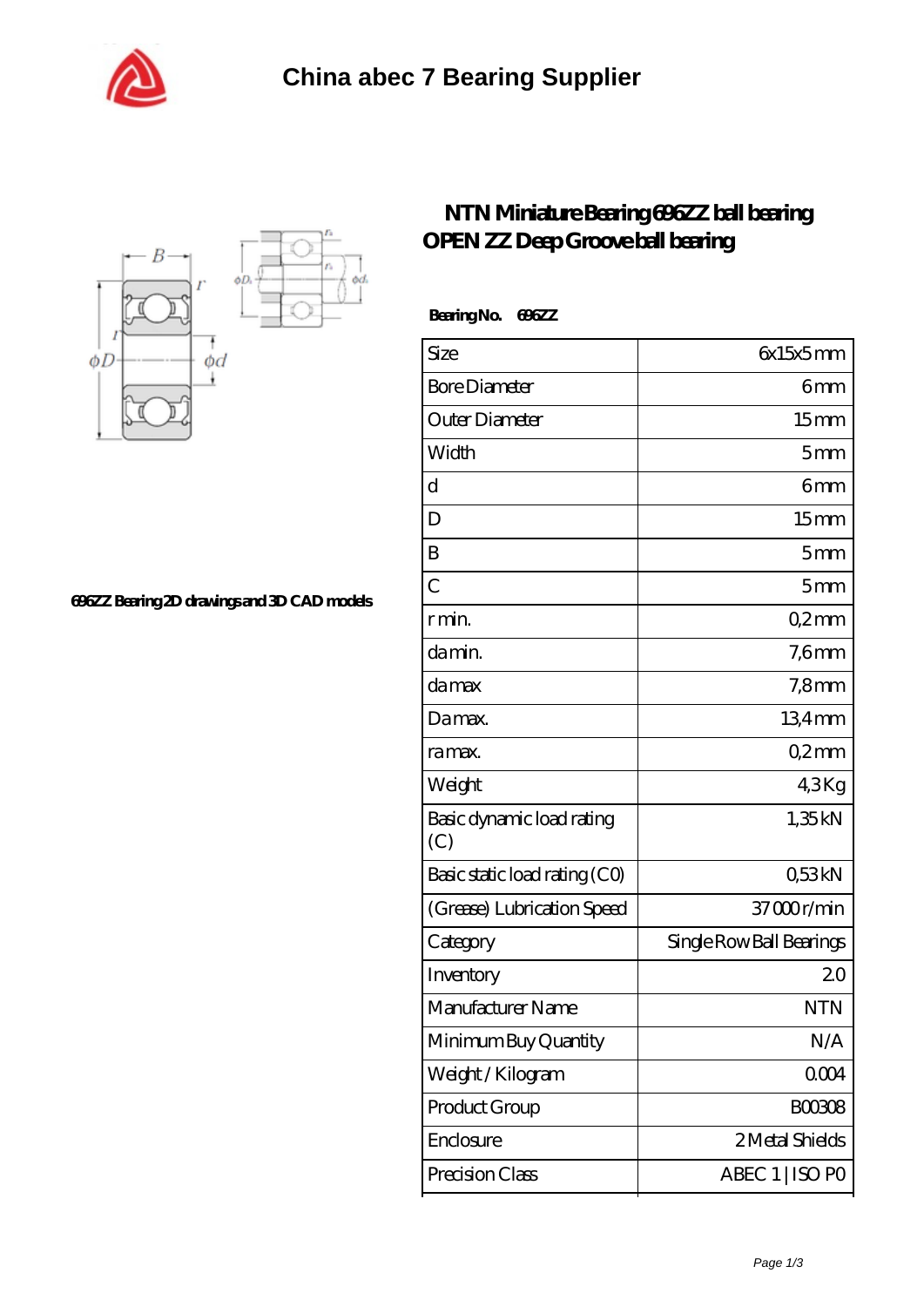# China abec 7 Bearing Supplier

696ZZ Bearing 2D drawings and 3D CAD models

## NTN Miniature Bearing 696ZZ ball bearing OPEN ZZ Deep Groove ball bearing

**Bearing No. 696ZZ**

| Size | 6x15x5 mm |
|---|---|
| Bore Diameter | 6 mm |
| Outer Diameter | 15 mm |
| Width | 5 mm |
| d | 6 mm |
| D | 15 mm |
| B | 5 mm |
| C | 5 mm |
| r min. | 0,2 mm |
| da min. | 7,6 mm |
| da max | 7,8 mm |
| Da max. | 13,4 mm |
| ra max. | 0,2 mm |
| Weight | 4,3 Kg |
| Basic dynamic load rating (C) | 1,35 kN |
| Basic static load rating (C0) | 0,53 kN |
| (Grease) Lubrication Speed | 37 000 r/min |
| Category | Single Row Ball Bearings |
| Inventory | 2.0 |
| Manufacturer Name | NTN |
| Minimum Buy Quantity | N/A |
| Weight / Kilogram | 0.004 |
| Product Group | B00308 |
| Enclosure | 2 Metal Shields |
| Precision Class | ABEC 1 \| ISO P0 |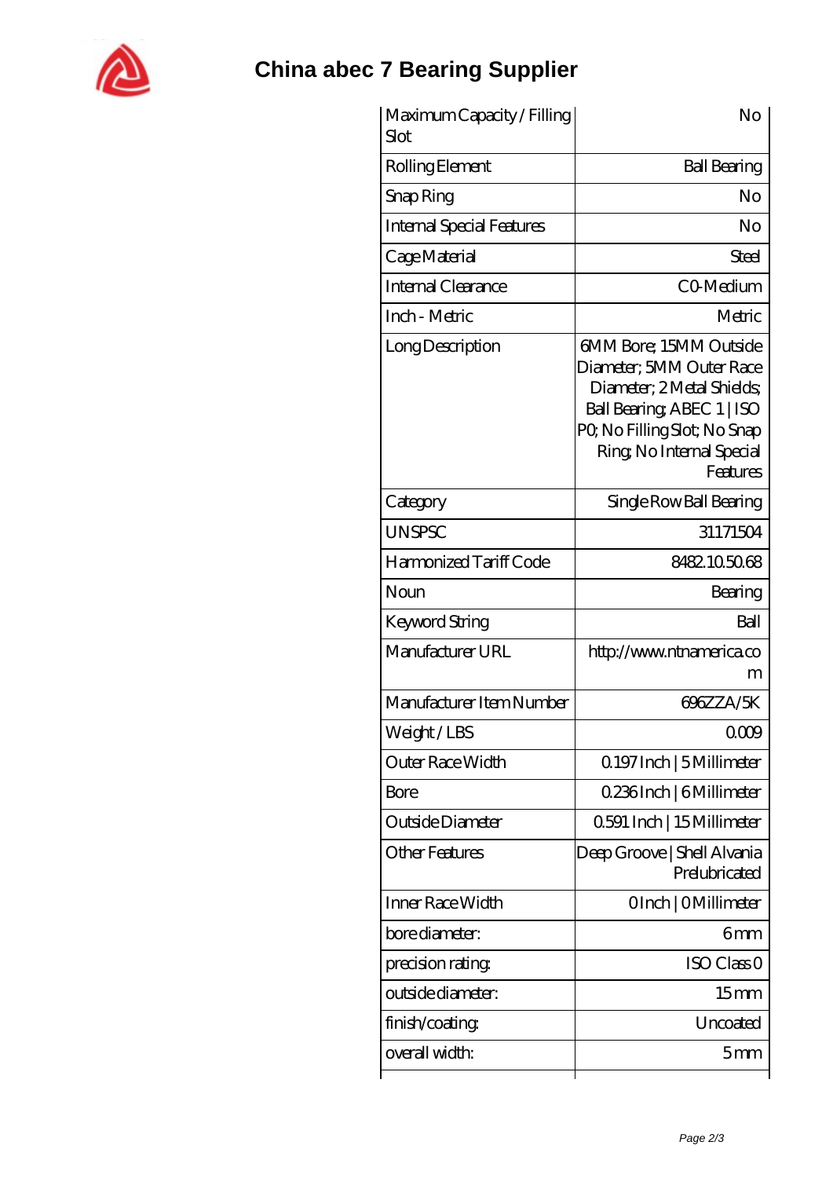| Maximum Capacity / Filling Slot | No |
| --- | --- |
| Rolling Element | Ball Bearing |
| Snap Ring | No |
| Internal Special Features | No |
| Cage Material | Steel |
| Internal Clearance | C0-Medium |
| Inch - Metric | Metric |
| Long Description | 6MM Bore; 15MM Outside Diameter; 5MM Outer Race Diameter; 2 Metal Shields; Ball Bearing; ABEC 1 \| ISO P0; No Filling Slot; No Snap Ring; No Internal Special Features |
| Category | Single Row Ball Bearing |
| UNSPSC | 31171504 |
| Harmonized Tariff Code | 8482.10.50.68 |
| Noun | Bearing |
| Keyword String | Ball |
| Manufacturer URL | http://www.ntnamerica.com |
| Manufacturer Item Number | 696ZZA/5K |
| Weight / LBS | 0.009 |
| Outer Race Width | 0.197 Inch \| 5 Millimeter |
| Bore | 0.236 Inch \| 6 Millimeter |
| Outside Diameter | 0.591 Inch \| 15 Millimeter |
| Other Features | Deep Groove \| Shell Alvania Prelubricated |
| Inner Race Width | 0 Inch \| 0 Millimeter |
| bore diameter: | 6 mm |
| precision rating: | ISO Class 0 |
| outside diameter: | 15 mm |
| finish/coating: | Uncoated |
| overall width: | 5 mm |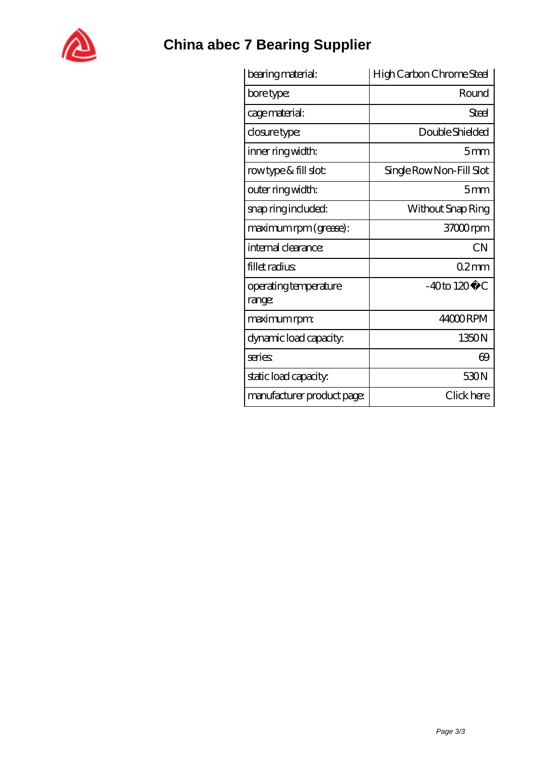# China abec 7 Bearing Supplier

| | |
|---|---|
| bearing material: | High Carbon Chrome Steel |
| bore type: | Round |
| cage material: | Steel |
| closure type: | Double Shielded |
| inner ring width: | 5 mm |
| row type & fill slot: | Single Row Non-Fill Slot |
| outer ring width: | 5 mm |
| snap ring included: | Without Snap Ring |
| maximum rpm (grease): | 37000 rpm |
| internal clearance: | CN |
| fillet radius: | 0.2 mm |
| operating temperature range: | -40 to 120�C |
| maximum rpm: | 44000 RPM |
| dynamic load capacity: | 1350 N |
| series: | 69 |
| static load capacity: | 530 N |
| manufacturer product page: | Click here |